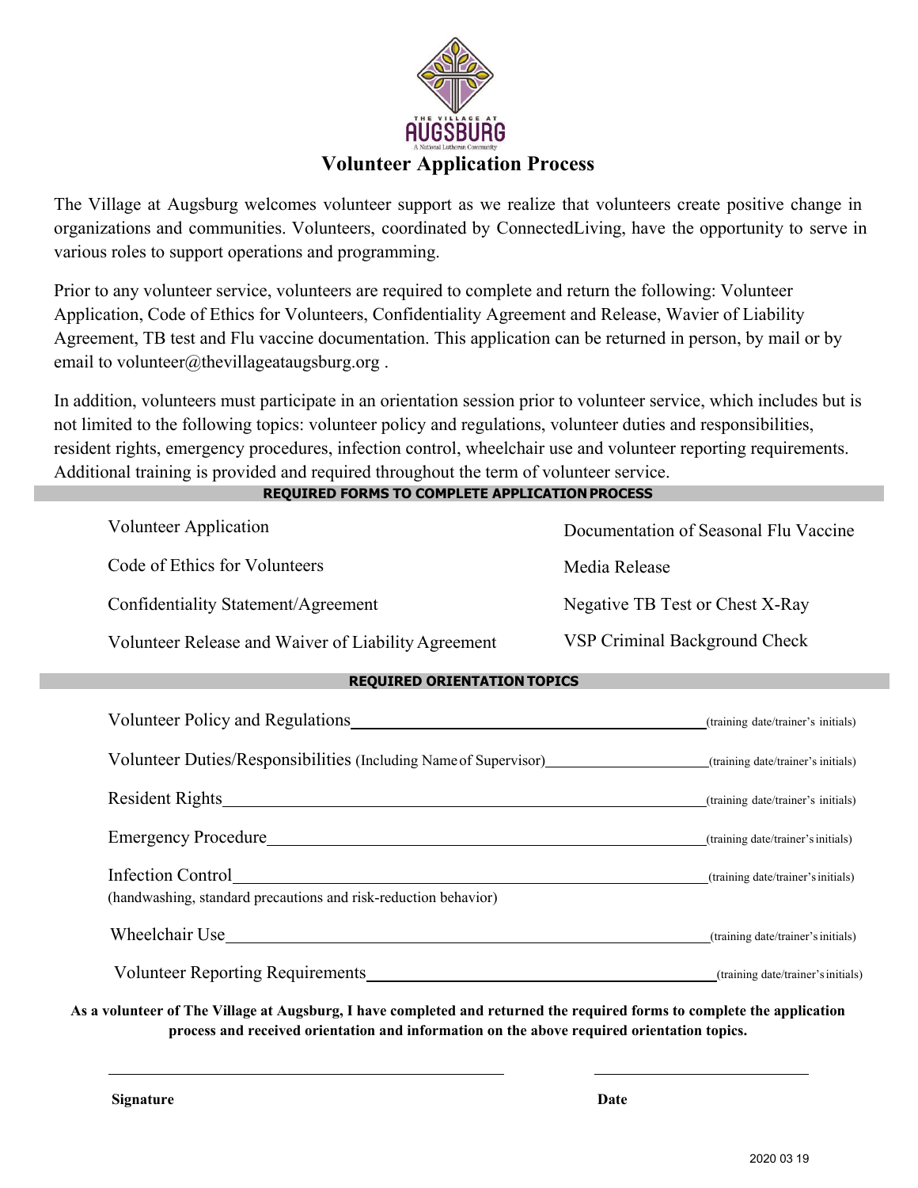# Volunteer Application Process

The Village at Augsburg welcomes volunteer support as we realize that volunteers create positive change in organizations and communities. Volunteers, coordinated by ConnectedLiving, have the opportunity to serve in various roles to support operations and programming.

Prior to any volunteer service, volunteers are required to complete and return the following: Volunteer Application, Code of Ethics for Volunteers, Confidentiality Agreement and Release, Wavier of Liability Agreement, TB test and Flu vaccine documentation. This application can be returned in person, by mail or by email to volunteer@thevillageataugsburg.org .

In addition, volunteers must participate in an orientation session prior to volunteer service, which includes but is not limited to the following topics: volunteer policy and regulations, volunteer duties and responsibilities, resident rights, emergency procedures, infection control, wheelchair use and volunteer reporting requirements. Additional training is provided and required throughout the term of volunteer service.

## REQUIRED FORMS TO COMPLETE APPLICATION PROCESS

- Volunteer Application
- Code of Ethics for Volunteers
- Confidentiality Statement/Agreement
- Volunteer Release and Waiver of Liability Agreement
- Documentation of Seasonal Flu Vaccine
- Media Release
- Negative TB Test or Chest X-Ray
- VSP Criminal Background Check

## REQUIRED ORIENTATION TOPICS

Volunteer Policy and Regulations\_\_\_\_\_\_\_\_\_\_\_\_\_\_\_\_\_\_\_\_\_\_\_\_\_\_\_\_(training date/trainer's initials)

Volunteer Duties/Responsibilities (Including Name of Supervisor)\_\_\_\_\_\_\_\_\_\_\_\_\_\_\_\_(training date/trainer's initials)

Resident Rights\_\_\_\_\_\_\_\_\_\_\_\_\_\_\_\_\_\_\_\_\_\_\_\_\_\_\_\_\_\_\_\_\_\_\_\_(training date/trainer's initials)

Emergency Procedure\_\_\_\_\_\_\_\_\_\_\_\_\_\_\_\_\_\_\_\_\_\_\_\_\_\_\_\_\_\_\_\_(training date/trainer's initials)

Infection Control\_\_\_\_\_\_\_\_\_\_\_\_\_\_\_\_\_\_\_\_\_\_\_\_\_\_\_\_\_\_\_\_\_\_(training date/trainer's initials)
(handwashing, standard precautions and risk-reduction behavior)

Wheelchair Use\_\_\_\_\_\_\_\_\_\_\_\_\_\_\_\_\_\_\_\_\_\_\_\_\_\_\_\_\_\_\_\_\_\_\_(training date/trainer's initials)

Volunteer Reporting Requirements\_\_\_\_\_\_\_\_\_\_\_\_\_\_\_\_\_\_\_\_\_\_\_\_\_\_\_(training date/trainer's initials)

**As a volunteer of The Village at Augsburg, I have completed and returned the required forms to complete the application process and received orientation and information on the above required orientation topics.**

\_\_\_\_\_\_\_\_\_\_\_\_\_\_\_\_\_\_\_\_\_\_\_\_\_\_\_\_\_\_\_\_\_\_\_\_ \_\_\_\_\_\_\_\_\_\_\_\_\_\_\_\_\_\_\_\_

**Signature** **Date**

2020 03 19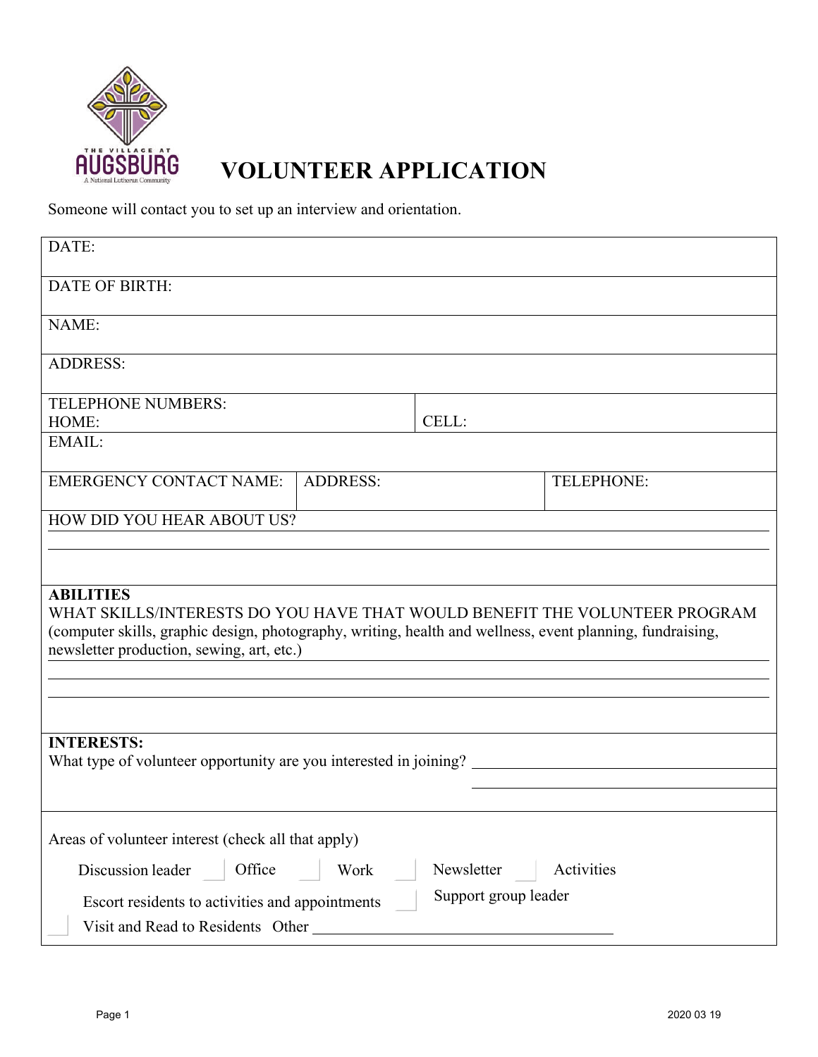# VOLUNTEER APPLICATION

Someone will contact you to set up an interview and orientation.

| | | |
|---|---|---|
| DATE: | | |
| DATE OF BIRTH: | | |
| NAME: | | |
| ADDRESS: | | |
| TELEPHONE NUMBERS: HOME: | CELL: | |
| EMAIL: | | |
| EMERGENCY CONTACT NAME: | ADDRESS: | TELEPHONE: |

HOW DID YOU HEAR ABOUT US? ______________________________

______________________________

**ABILITIES**

WHAT SKILLS/INTERESTS DO YOU HAVE THAT WOULD BENEFIT THE VOLUNTEER PROGRAM (computer skills, graphic design, photography, writing, health and wellness, event planning, fundraising, newsletter production, sewing, art, etc.)

______________________________

______________________________

**INTERESTS:**

What type of volunteer opportunity are you interested in joining? ______________________________

______________________________

Areas of volunteer interest (check all that apply)

☐ Discussion leader ☐ Office ☐ Work ☐ Newsletter ☐ Activities

☐ Escort residents to activities and appointments ☐ Support group leader

☐ Visit and Read to Residents Other ______________________________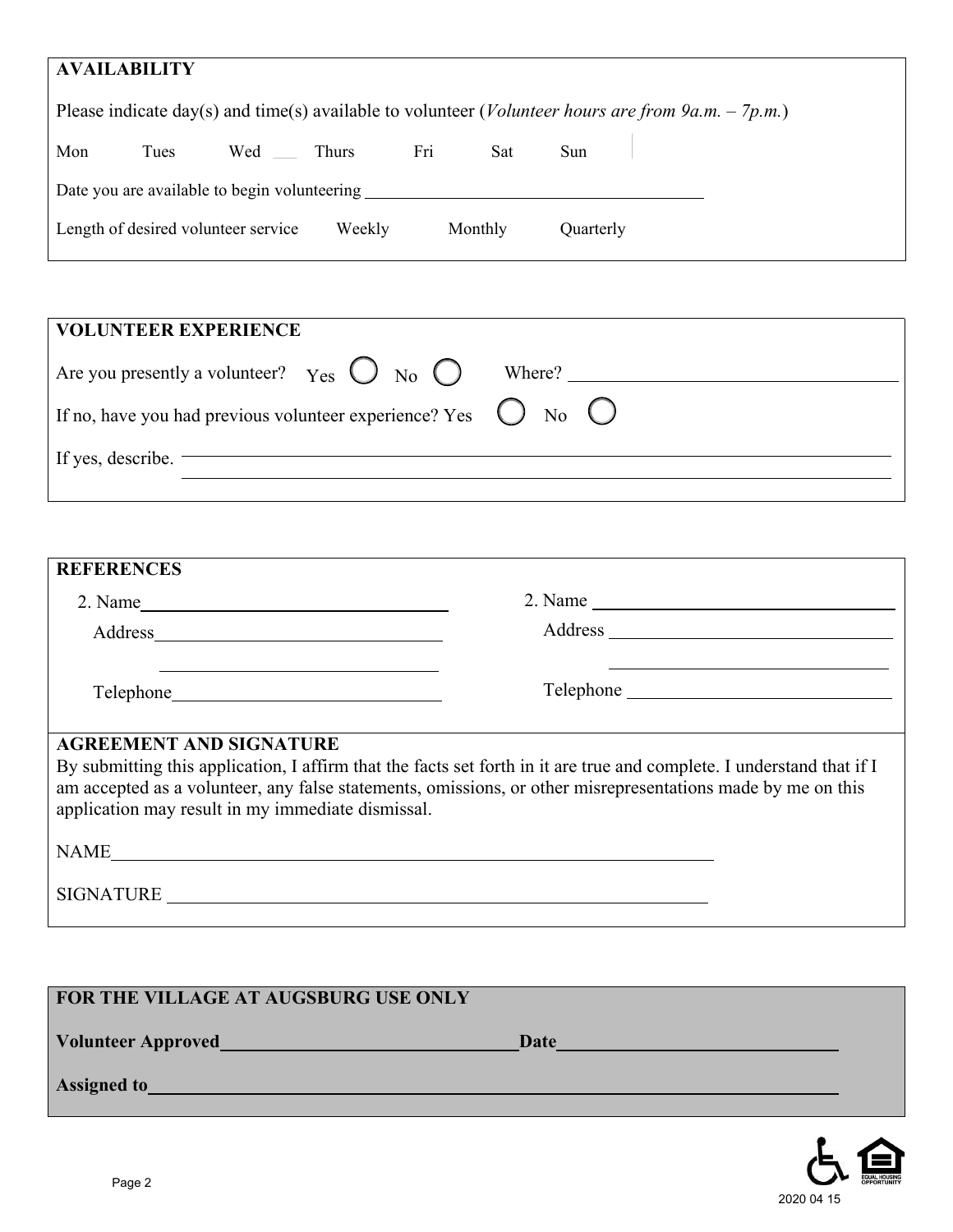## AVAILABILITY

Please indicate day(s) and time(s) available to volunteer (*Volunteer hours are from 9a.m. – 7p.m.*)

Mon Tues Wed \_\_\_ Thurs Fri Sat Sun

Date you are available to begin volunteering \_\_\_\_\_\_\_\_\_\_\_\_\_\_\_\_\_\_\_\_\_\_\_\_\_\_\_\_\_\_\_\_\_\_\_\_\_\_\_\_

Length of desired volunteer service Weekly Monthly Quarterly

## VOLUNTEER EXPERIENCE

Are you presently a volunteer? Yes ◯ No ◯ Where? \_\_\_\_\_\_\_\_\_\_\_\_\_\_\_\_\_\_\_\_\_\_\_\_\_\_\_\_\_\_\_\_\_\_\_\_\_\_\_\_

If no, have you had previous volunteer experience? Yes ◯ No ◯

If yes, describe. \_\_\_\_\_\_\_\_\_\_\_\_\_\_\_\_\_\_\_\_\_\_\_\_\_\_\_\_\_\_\_\_\_\_\_\_\_\_\_\_\_\_\_\_\_\_\_\_\_\_\_\_\_\_\_\_\_\_\_\_\_\_\_\_\_\_\_\_\_\_\_\_\_\_\_\_\_\_\_\_\_\_

## REFERENCES

2. Name \_\_\_\_\_\_\_\_\_\_\_\_\_\_\_\_\_\_\_\_\_\_\_\_\_\_\_\_\_\_\_\_\_\_\_\_
Address \_\_\_\_\_\_\_\_\_\_\_\_\_\_\_\_\_\_\_\_\_\_\_\_\_\_\_\_\_\_\_\_\_\_
\_\_\_\_\_\_\_\_\_\_\_\_\_\_\_\_\_\_\_\_\_\_\_\_\_\_\_\_\_\_\_\_\_\_
Telephone \_\_\_\_\_\_\_\_\_\_\_\_\_\_\_\_\_\_\_\_\_\_\_\_\_\_\_\_\_\_\_\_

2. Name \_\_\_\_\_\_\_\_\_\_\_\_\_\_\_\_\_\_\_\_\_\_\_\_\_\_\_\_\_\_\_\_\_\_\_\_
Address \_\_\_\_\_\_\_\_\_\_\_\_\_\_\_\_\_\_\_\_\_\_\_\_\_\_\_\_\_\_\_\_\_\_
\_\_\_\_\_\_\_\_\_\_\_\_\_\_\_\_\_\_\_\_\_\_\_\_\_\_\_\_\_\_\_\_\_\_
Telephone \_\_\_\_\_\_\_\_\_\_\_\_\_\_\_\_\_\_\_\_\_\_\_\_\_\_\_\_\_\_\_\_

## AGREEMENT AND SIGNATURE

By submitting this application, I affirm that the facts set forth in it are true and complete. I understand that if I am accepted as a volunteer, any false statements, omissions, or other misrepresentations made by me on this application may result in my immediate dismissal.

NAME \_\_\_\_\_\_\_\_\_\_\_\_\_\_\_\_\_\_\_\_\_\_\_\_\_\_\_\_\_\_\_\_\_\_\_\_\_\_\_\_\_\_\_\_\_\_\_\_\_\_\_\_\_\_\_\_\_\_\_\_\_\_\_\_\_\_

SIGNATURE \_\_\_\_\_\_\_\_\_\_\_\_\_\_\_\_\_\_\_\_\_\_\_\_\_\_\_\_\_\_\_\_\_\_\_\_\_\_\_\_\_\_\_\_\_\_\_\_\_\_\_\_\_\_\_\_\_\_\_\_\_

## FOR THE VILLAGE AT AUGSBURG USE ONLY

**Volunteer Approved** \_\_\_\_\_\_\_\_\_\_\_\_\_\_\_\_\_\_\_\_\_\_\_\_\_\_\_\_\_\_\_\_ **Date** \_\_\_\_\_\_\_\_\_\_\_\_\_\_\_\_\_\_\_\_\_\_\_\_\_\_\_\_\_\_

**Assigned to** \_\_\_\_\_\_\_\_\_\_\_\_\_\_\_\_\_\_\_\_\_\_\_\_\_\_\_\_\_\_\_\_\_\_\_\_\_\_\_\_\_\_\_\_\_\_\_\_\_\_\_\_\_\_\_\_\_\_\_\_\_\_\_\_\_\_\_\_\_\_\_\_\_\_\_\_

EQUAL HOUSING OPPORTUNITY

2020 04 15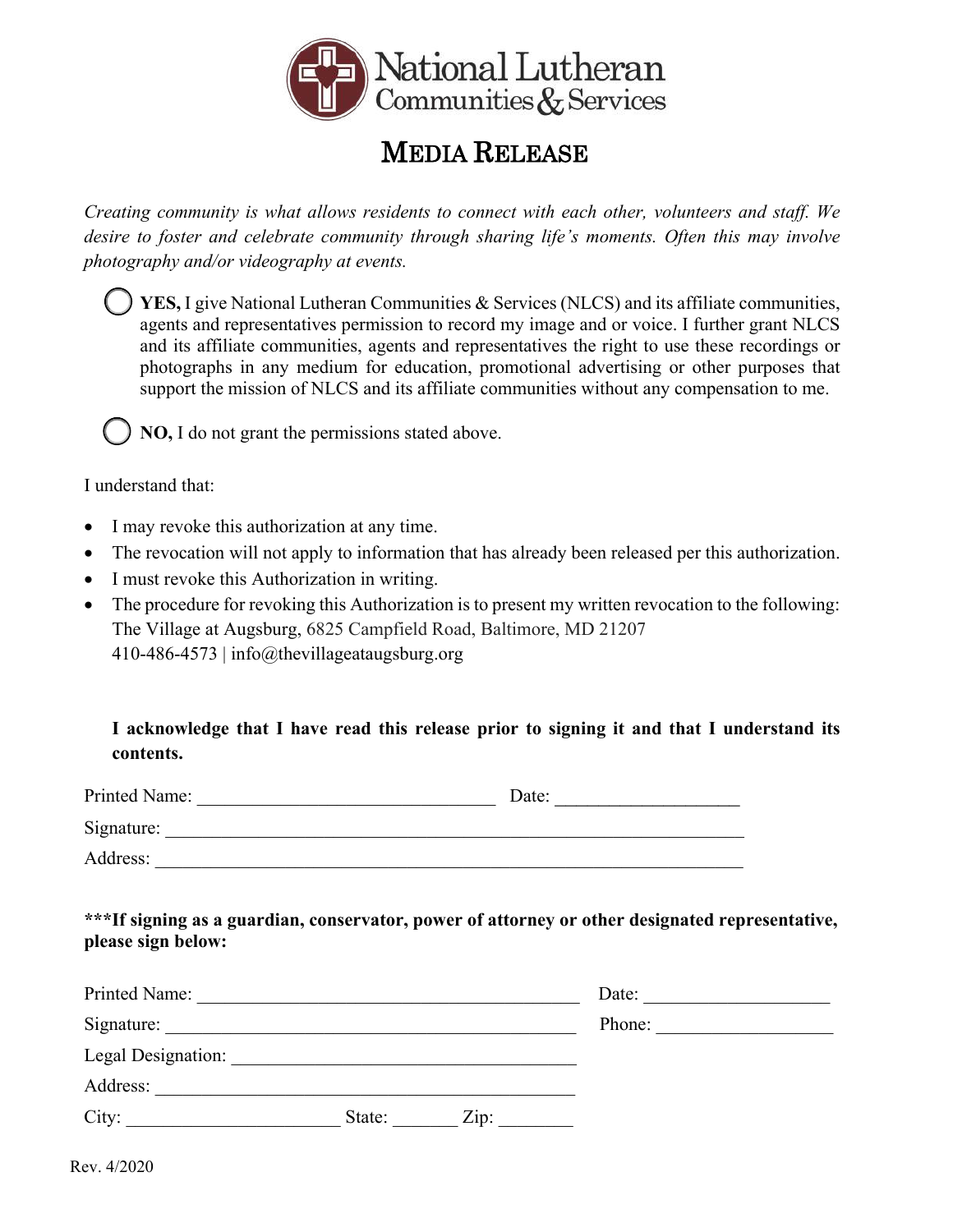National Lutheran Communities & Services

# MEDIA RELEASE

*Creating community is what allows residents to connect with each other, volunteers and staff. We desire to foster and celebrate community through sharing life's moments. Often this may involve photography and/or videography at events.*

◯ **YES,** I give National Lutheran Communities & Services (NLCS) and its affiliate communities, agents and representatives permission to record my image and or voice. I further grant NLCS and its affiliate communities, agents and representatives the right to use these recordings or photographs in any medium for education, promotional advertising or other purposes that support the mission of NLCS and its affiliate communities without any compensation to me.

◯ **NO,** I do not grant the permissions stated above.

I understand that:

- I may revoke this authorization at any time.
- The revocation will not apply to information that has already been released per this authorization.
- I must revoke this Authorization in writing.
- The procedure for revoking this Authorization is to present my written revocation to the following: The Village at Augsburg, 6825 Campfield Road, Baltimore, MD 21207
  410-486-4573 | info@thevillageataugsburg.org

**I acknowledge that I have read this release prior to signing it and that I understand its contents.**

Printed Name: ________________________________ Date: ____________________

Signature: ______________________________________________________________

Address: _______________________________________________________________

**\*\*\*If signing as a guardian, conservator, power of attorney or other designated representative, please sign below:**

Printed Name: __________________________________________ Date: ____________________

Signature: _____________________________________________ Phone: ___________________

Legal Designation: ______________________________________

Address: _______________________________________________

City: _______________________ State: _______ Zip: ________

Rev. 4/2020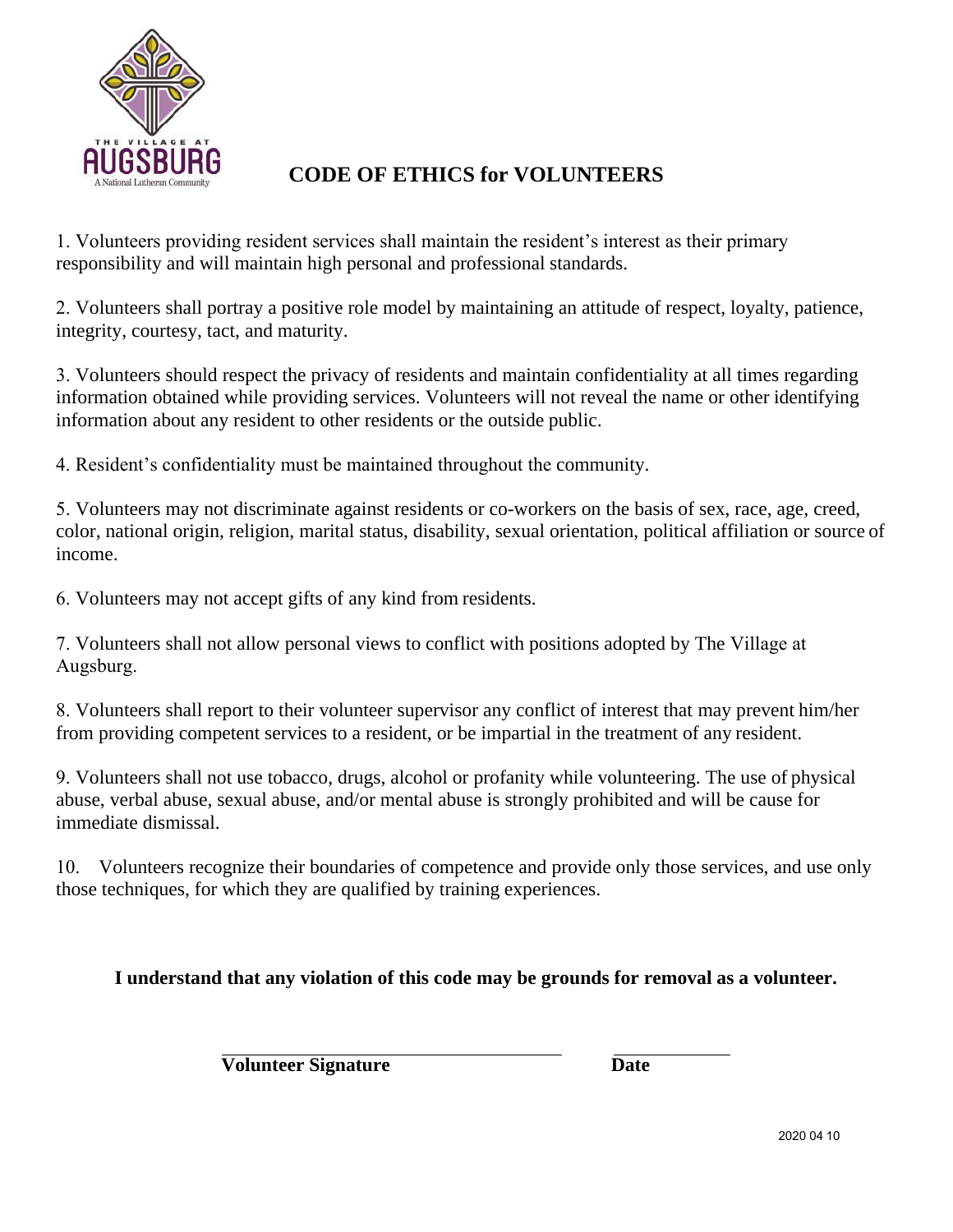THE VILLAGE AT
AUGSBURG
A National Lutheran Community

# CODE OF ETHICS for VOLUNTEERS

1. Volunteers providing resident services shall maintain the resident's interest as their primary responsibility and will maintain high personal and professional standards.

2. Volunteers shall portray a positive role model by maintaining an attitude of respect, loyalty, patience, integrity, courtesy, tact, and maturity.

3. Volunteers should respect the privacy of residents and maintain confidentiality at all times regarding information obtained while providing services. Volunteers will not reveal the name or other identifying information about any resident to other residents or the outside public.

4. Resident's confidentiality must be maintained throughout the community.

5. Volunteers may not discriminate against residents or co-workers on the basis of sex, race, age, creed, color, national origin, religion, marital status, disability, sexual orientation, political affiliation or source of income.

6. Volunteers may not accept gifts of any kind from residents.

7. Volunteers shall not allow personal views to conflict with positions adopted by The Village at Augsburg.

8. Volunteers shall report to their volunteer supervisor any conflict of interest that may prevent him/her from providing competent services to a resident, or be impartial in the treatment of any resident.

9. Volunteers shall not use tobacco, drugs, alcohol or profanity while volunteering. The use of physical abuse, verbal abuse, sexual abuse, and/or mental abuse is strongly prohibited and will be cause for immediate dismissal.

10. Volunteers recognize their boundaries of competence and provide only those services, and use only those techniques, for which they are qualified by training experiences.

**I understand that any violation of this code may be grounds for removal as a volunteer.**

\_\_\_\_\_\_\_\_\_\_\_\_\_\_\_\_\_\_\_\_\_\_\_\_\_\_\_\_\_\_\_\_\_\_\_ \_\_\_\_\_\_\_\_\_\_\_\_

**Volunteer Signature** **Date**

2020 04 10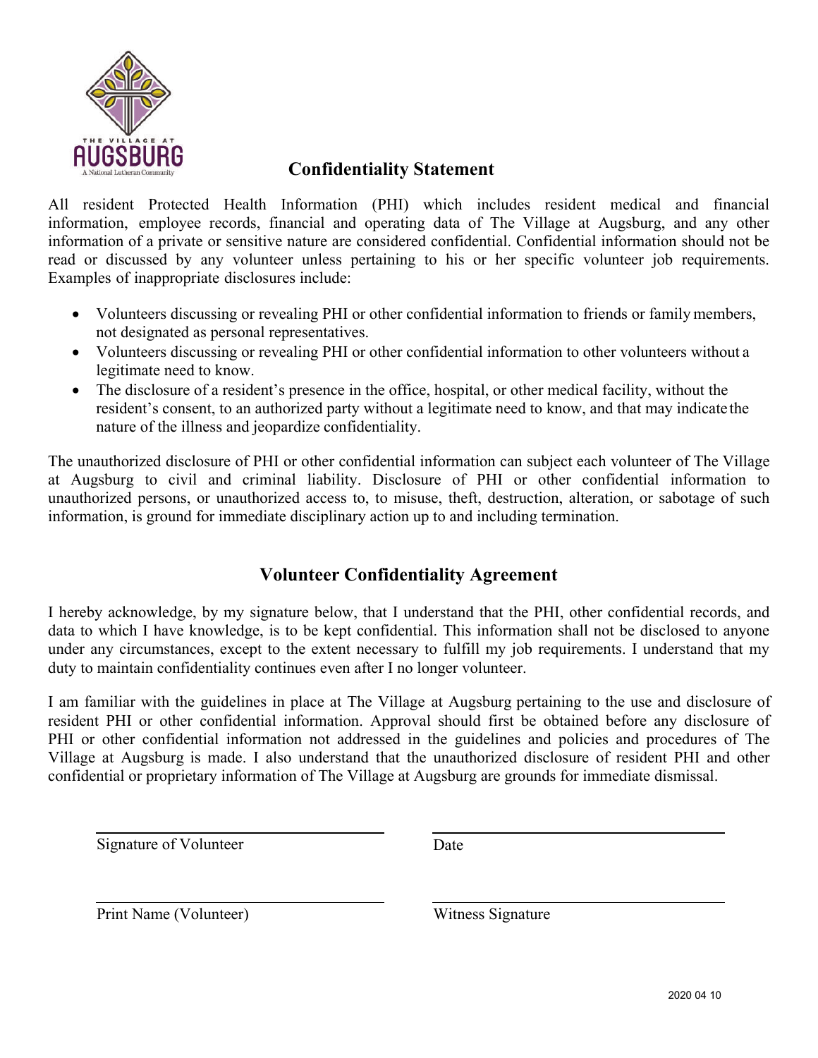THE VILLAGE AT AUGSBURG

A National Lutheran Community

## Confidentiality Statement

All resident Protected Health Information (PHI) which includes resident medical and financial information, employee records, financial and operating data of The Village at Augsburg, and any other information of a private or sensitive nature are considered confidential. Confidential information should not be read or discussed by any volunteer unless pertaining to his or her specific volunteer job requirements. Examples of inappropriate disclosures include:

- Volunteers discussing or revealing PHI or other confidential information to friends or family members, not designated as personal representatives.
- Volunteers discussing or revealing PHI or other confidential information to other volunteers without a legitimate need to know.
- The disclosure of a resident's presence in the office, hospital, or other medical facility, without the resident's consent, to an authorized party without a legitimate need to know, and that may indicate the nature of the illness and jeopardize confidentiality.

The unauthorized disclosure of PHI or other confidential information can subject each volunteer of The Village at Augsburg to civil and criminal liability. Disclosure of PHI or other confidential information to unauthorized persons, or unauthorized access to, to misuse, theft, destruction, alteration, or sabotage of such information, is ground for immediate disciplinary action up to and including termination.

## Volunteer Confidentiality Agreement

I hereby acknowledge, by my signature below, that I understand that the PHI, other confidential records, and data to which I have knowledge, is to be kept confidential. This information shall not be disclosed to anyone under any circumstances, except to the extent necessary to fulfill my job requirements. I understand that my duty to maintain confidentiality continues even after I no longer volunteer.

I am familiar with the guidelines in place at The Village at Augsburg pertaining to the use and disclosure of resident PHI or other confidential information. Approval should first be obtained before any disclosure of PHI or other confidential information not addressed in the guidelines and policies and procedures of The Village at Augsburg is made. I also understand that the unauthorized disclosure of resident PHI and other confidential or proprietary information of The Village at Augsburg are grounds for immediate dismissal.

\_\_\_\_\_\_\_\_\_\_\_\_\_\_\_\_\_\_\_\_\_\_\_\_\_\_\_\_\_\_\_\_\_\_\_\_  \_\_\_\_\_\_\_\_\_\_\_\_\_\_\_\_\_\_\_\_\_\_\_\_\_\_\_\_\_\_\_\_\_\_\_\_

Signature of Volunteer                                        Date

\_\_\_\_\_\_\_\_\_\_\_\_\_\_\_\_\_\_\_\_\_\_\_\_\_\_\_\_\_\_\_\_\_\_\_\_  \_\_\_\_\_\_\_\_\_\_\_\_\_\_\_\_\_\_\_\_\_\_\_\_\_\_\_\_\_\_\_\_\_\_\_\_

Print Name (Volunteer)                                        Witness Signature

2020 04 10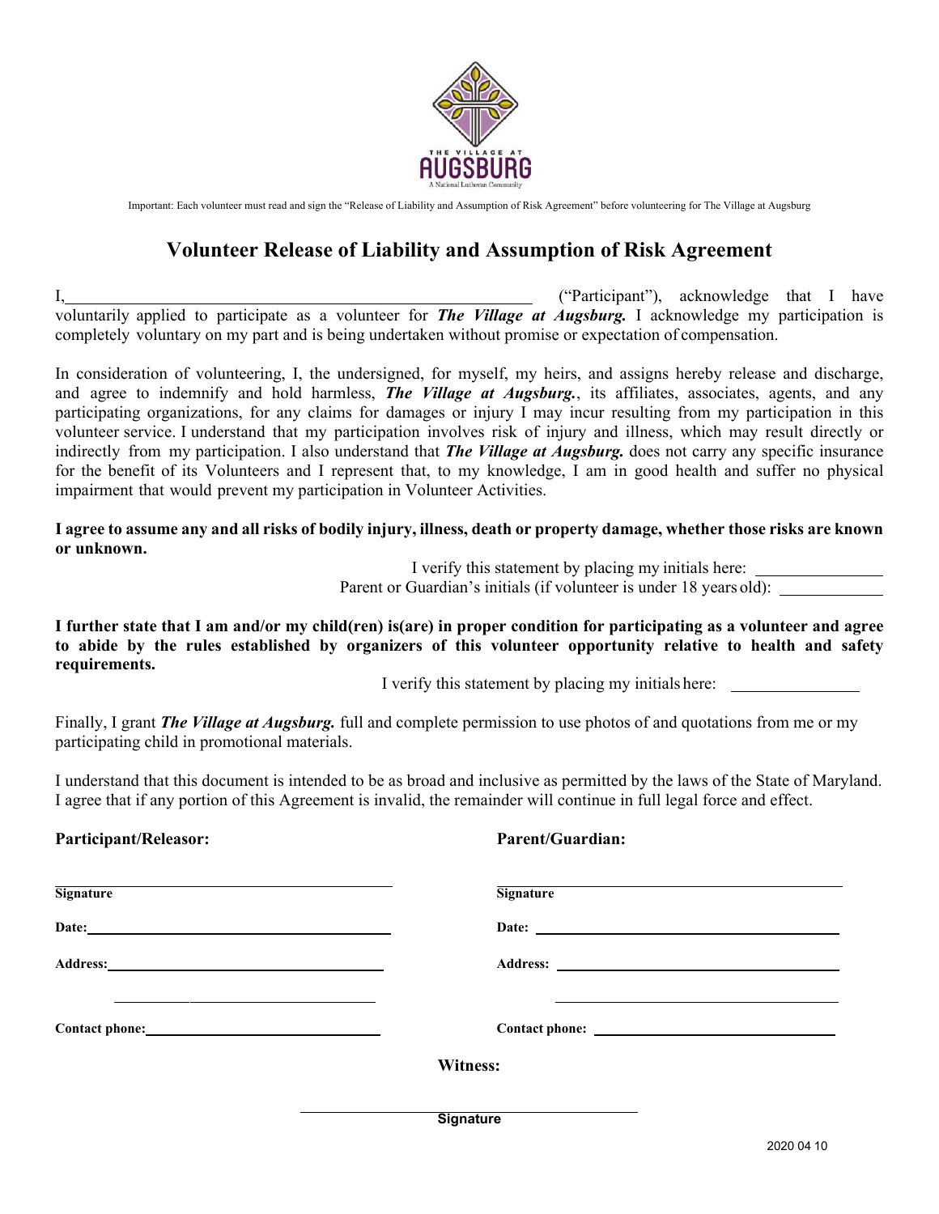THE VILLAGE AT AUGSBURG

A National Lutheran Community

Important: Each volunteer must read and sign the "Release of Liability and Assumption of Risk Agreement" before volunteering for The Village at Augsburg

# Volunteer Release of Liability and Assumption of Risk Agreement

I, ______________________________ ("Participant"), acknowledge that I have voluntarily applied to participate as a volunteer for ***The Village at Augsburg.*** I acknowledge my participation is completely voluntary on my part and is being undertaken without promise or expectation of compensation.

In consideration of volunteering, I, the undersigned, for myself, my heirs, and assigns hereby release and discharge, and agree to indemnify and hold harmless, ***The Village at Augsburg.***, its affiliates, associates, agents, and any participating organizations, for any claims for damages or injury I may incur resulting from my participation in this volunteer service. I understand that my participation involves risk of injury and illness, which may result directly or indirectly from my participation. I also understand that ***The Village at Augsburg.*** does not carry any specific insurance for the benefit of its Volunteers and I represent that, to my knowledge, I am in good health and suffer no physical impairment that would prevent my participation in Volunteer Activities.

**I agree to assume any and all risks of bodily injury, illness, death or property damage, whether those risks are known or unknown.**

I verify this statement by placing my initials here: __________

Parent or Guardian's initials (if volunteer is under 18 years old): __________

**I further state that I am and/or my child(ren) is(are) in proper condition for participating as a volunteer and agree to abide by the rules established by organizers of this volunteer opportunity relative to health and safety requirements.**

I verify this statement by placing my initials here: __________

Finally, I grant ***The Village at Augsburg.*** full and complete permission to use photos of and quotations from me or my participating child in promotional materials.

I understand that this document is intended to be as broad and inclusive as permitted by the laws of the State of Maryland. I agree that if any portion of this Agreement is invalid, the remainder will continue in full legal force and effect.

**Participant/Releasor:**

______________________________
**Signature**

**Date:** ______________________________

**Address:** ______________________________

______________________________

**Contact phone:** ______________________________

**Parent/Guardian:**

______________________________
**Signature**

**Date:** ______________________________

**Address:** ______________________________

______________________________

**Contact phone:** ______________________________

**Witness:**

______________________________
**Signature**

2020 04 10